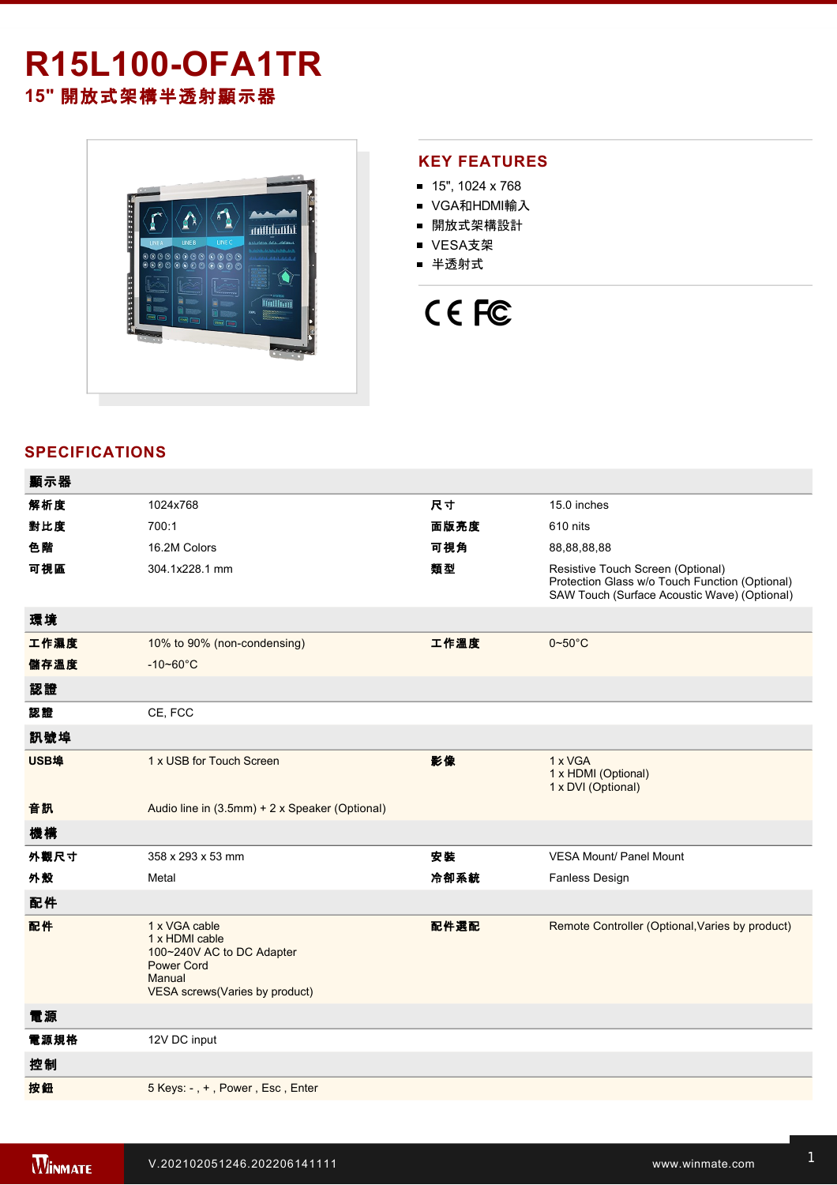# R15L100-OFA1TR

## 15" 開放式架構半透射顯示器

## KEY FEATURES

- 15", 1024 x 768
- VGA和HDMI輸入
- 開放式架構設計
- VESA支架
- 半透射式

## SPECIFICATIONS

| 顯示器 | | | |
|---|---|---|---|
| 解析度 | 1024x768 | 尺寸 | 15.0 inches |
| 對比度 | 700:1 | 面版亮度 | 610 nits |
| 色階 | 16.2M Colors | 可視角 | 88,88,88,88 |
| 可視區 | 304.1x228.1 mm | 類型 | Resistive Touch Screen (Optional)<br>Protection Glass w/o Touch Function (Optional)<br>SAW Touch (Surface Acoustic Wave) (Optional) |
| **環境** | | | |
| 工作濕度 | 10% to 90% (non-condensing) | 工作溫度 | 0~50°C |
| 儲存溫度 | -10~60°C | | |
| **認證** | | | |
| 認證 | CE, FCC | | |
| **訊號埠** | | | |
| USB埠 | 1 x USB for Touch Screen | 影像 | 1 x VGA<br>1 x HDMI (Optional)<br>1 x DVI (Optional) |
| 音訊 | Audio line in (3.5mm) + 2 x Speaker (Optional) | | |
| **機構** | | | |
| 外觀尺寸 | 358 x 293 x 53 mm | 安裝 | VESA Mount/ Panel Mount |
| 外殼 | Metal | 冷卻系統 | Fanless Design |
| **配件** | | | |
| 配件 | 1 x VGA cable<br>1 x HDMI cable<br>100~240V AC to DC Adapter<br>Power Cord<br>Manual<br>VESA screws(Varies by product) | 配件選配 | Remote Controller (Optional,Varies by product) |
| **電源** | | | |
| 電源規格 | 12V DC input | | |
| **控制** | | | |
| 按鈕 | 5 Keys: - , + , Power , Esc , Enter | | |

V.202102051246.202206141111

www.winmate.com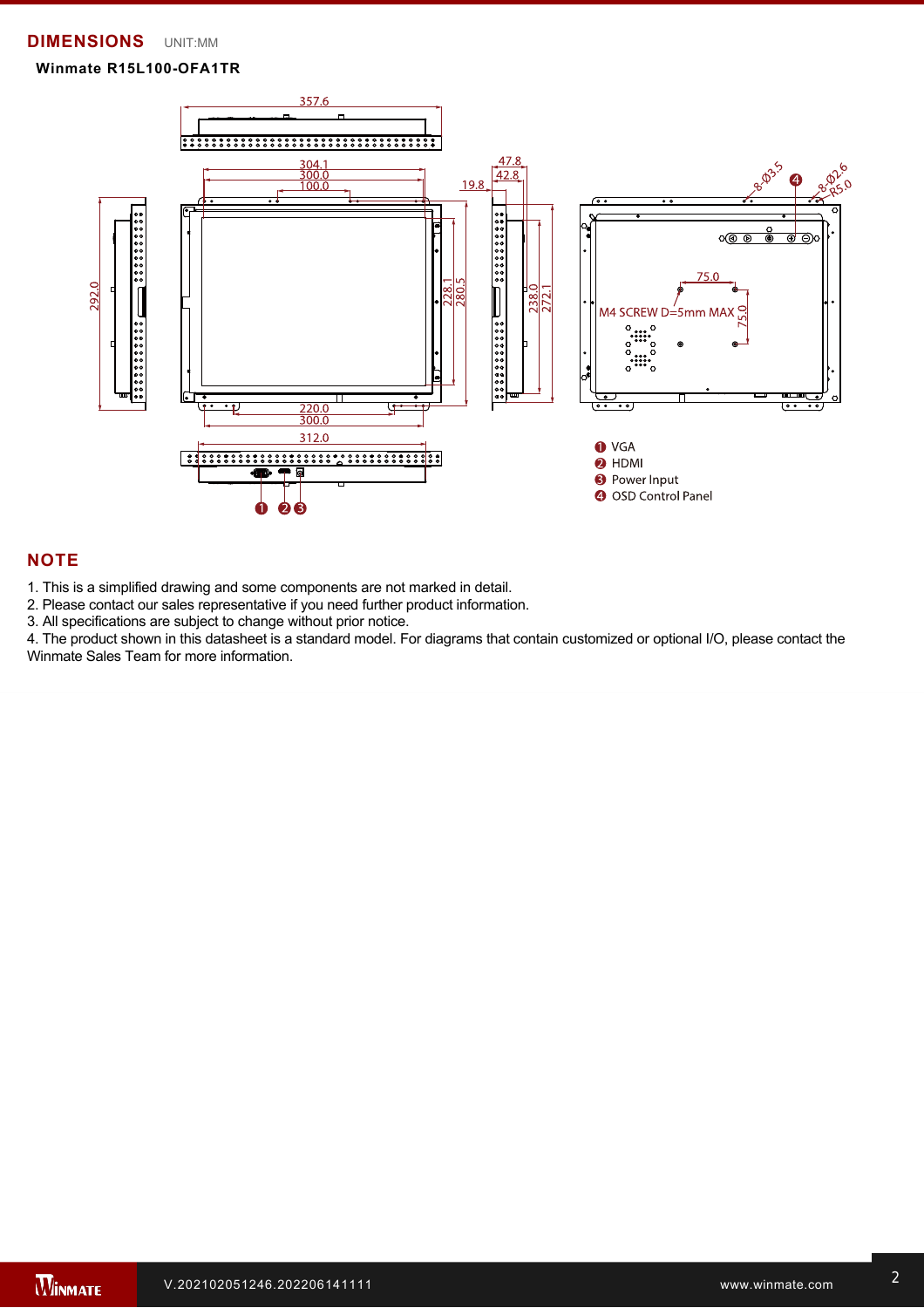## DIMENSIONS UNIT:MM

**Winmate R15L100-OFA1TR**

357.6
304.1
300.0
100.0
19.8
47.8
42.8
292.0
228.1
280.5
238.0
272.1
220.0
300.0
312.0
8-Ø3.5
8-Ø2.6
R5.0
75.0
M4 SCREW D=5mm MAX
75.0

❶ VGA
❷ HDMI
❸ Power Input
❹ OSD Control Panel

## NOTE

1. This is a simplified drawing and some components are not marked in detail.
2. Please contact our sales representative if you need further product information.
3. All specifications are subject to change without prior notice.
4. The product shown in this datasheet is a standard model. For diagrams that contain customized or optional I/O, please contact the Winmate Sales Team for more information.